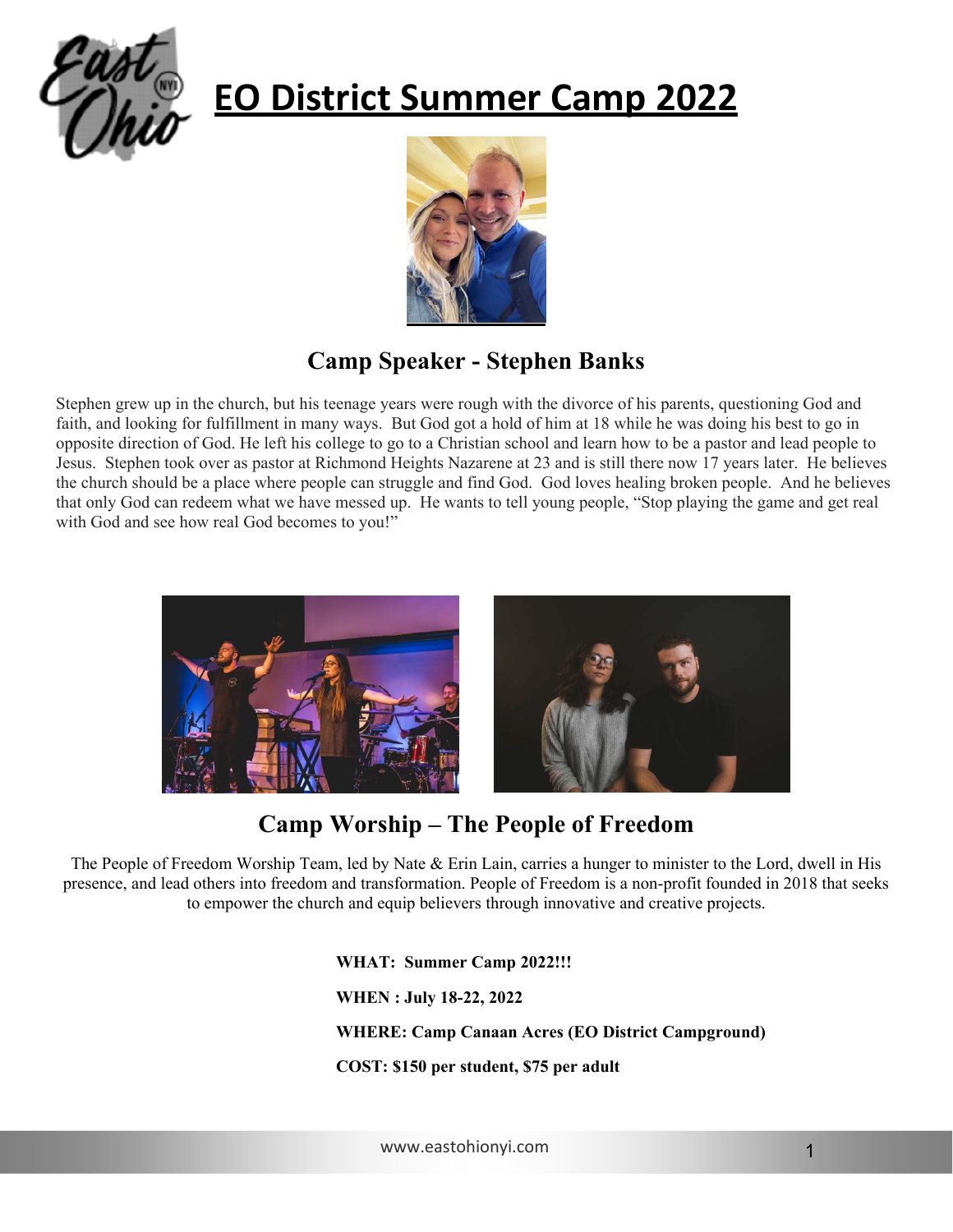# EO District Summer Camp 2022

## Camp Speaker - Stephen Banks

Stephen grew up in the church, but his teenage years were rough with the divorce of his parents, questioning God and faith, and looking for fulfillment in many ways. But God got a hold of him at 18 while he was doing his best to go in opposite direction of God. He left his college to go to a Christian school and learn how to be a pastor and lead people to Jesus. Stephen took over as pastor at Richmond Heights Nazarene at 23 and is still there now 17 years later. He believes the church should be a place where people can struggle and find God. God loves healing broken people. And he believes that only God can redeem what we have messed up. He wants to tell young people, "Stop playing the game and get real with God and see how real God becomes to you!"

## Camp Worship – The People of Freedom

The People of Freedom Worship Team, led by Nate & Erin Lain, carries a hunger to minister to the Lord, dwell in His presence, and lead others into freedom and transformation. People of Freedom is a non-profit founded in 2018 that seeks to empower the church and equip believers through innovative and creative projects.

**WHAT: Summer Camp 2022!!!**

**WHEN : July 18-22, 2022**

**WHERE: Camp Canaan Acres (EO District Campground)**

**COST: $150 per student, $75 per adult**

www.eastohionyi.com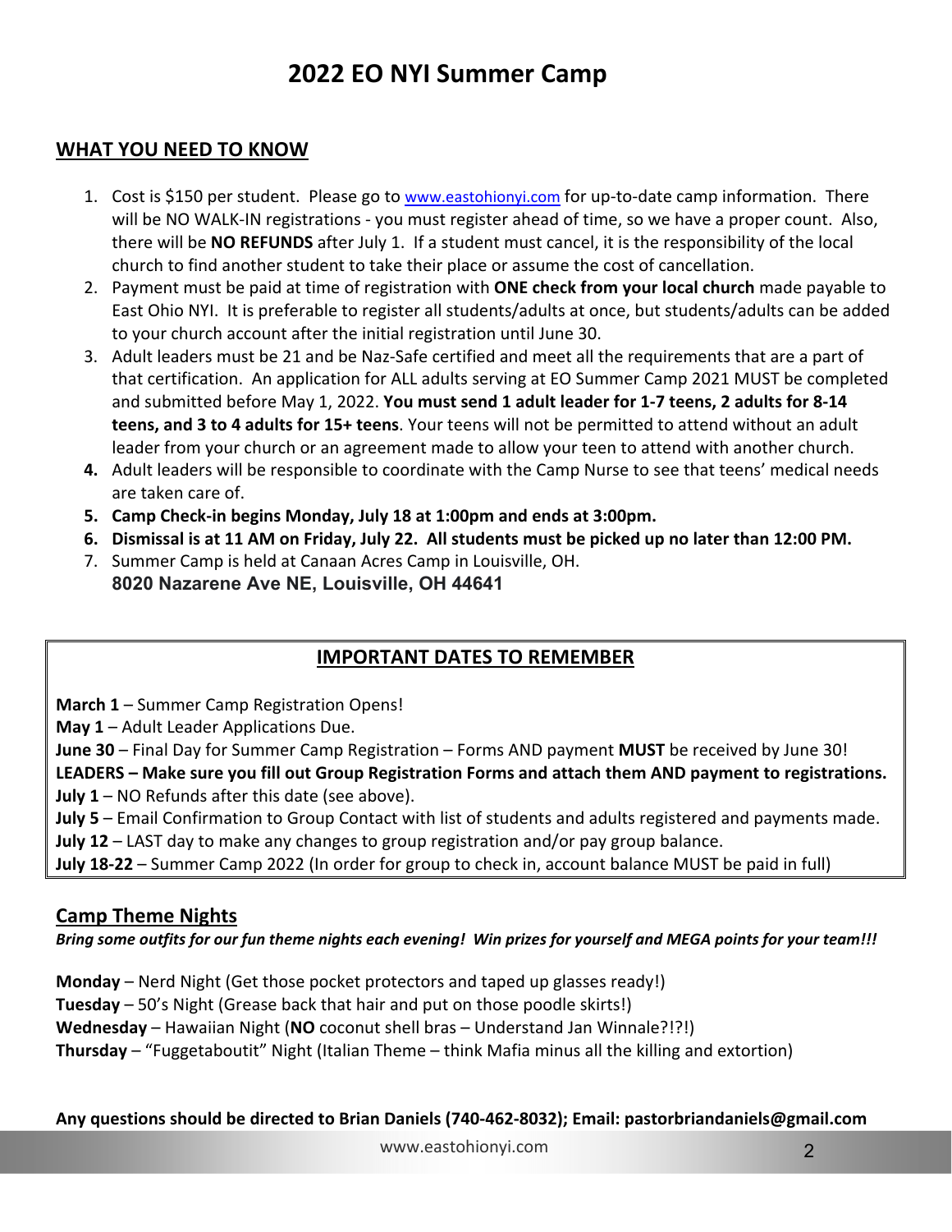# 2022 EO NYI Summer Camp

## WHAT YOU NEED TO KNOW

1. Cost is $150 per student. Please go to www.eastohionyi.com for up-to-date camp information. There will be NO WALK-IN registrations - you must register ahead of time, so we have a proper count. Also, there will be **NO REFUNDS** after July 1. If a student must cancel, it is the responsibility of the local church to find another student to take their place or assume the cost of cancellation.
2. Payment must be paid at time of registration with **ONE check from your local church** made payable to East Ohio NYI. It is preferable to register all students/adults at once, but students/adults can be added to your church account after the initial registration until June 30.
3. Adult leaders must be 21 and be Naz-Safe certified and meet all the requirements that are a part of that certification. An application for ALL adults serving at EO Summer Camp 2021 MUST be completed and submitted before May 1, 2022. **You must send 1 adult leader for 1-7 teens, 2 adults for 8-14 teens, and 3 to 4 adults for 15+ teens**. Your teens will not be permitted to attend without an adult leader from your church or an agreement made to allow your teen to attend with another church.
4. Adult leaders will be responsible to coordinate with the Camp Nurse to see that teens' medical needs are taken care of.
5. **Camp Check-in begins Monday, July 18 at 1:00pm and ends at 3:00pm.**
6. **Dismissal is at 11 AM on Friday, July 22. All students must be picked up no later than 12:00 PM.**
7. Summer Camp is held at Canaan Acres Camp in Louisville, OH.
   **8020 Nazarene Ave NE, Louisville, OH 44641**

## IMPORTANT DATES TO REMEMBER

**March 1** – Summer Camp Registration Opens!
**May 1** – Adult Leader Applications Due.
**June 30** – Final Day for Summer Camp Registration – Forms AND payment **MUST** be received by June 30!
**LEADERS – Make sure you fill out Group Registration Forms and attach them AND payment to registrations.**
**July 1** – NO Refunds after this date (see above).
**July 5** – Email Confirmation to Group Contact with list of students and adults registered and payments made.
**July 12** – LAST day to make any changes to group registration and/or pay group balance.
**July 18-22** – Summer Camp 2022 (In order for group to check in, account balance MUST be paid in full)

## Camp Theme Nights

***Bring some outfits for our fun theme nights each evening! Win prizes for yourself and MEGA points for your team!!!***

**Monday** – Nerd Night (Get those pocket protectors and taped up glasses ready!)
**Tuesday** – 50's Night (Grease back that hair and put on those poodle skirts!)
**Wednesday** – Hawaiian Night (**NO** coconut shell bras – Understand Jan Winnale?!?!)
**Thursday** – "Fuggetaboutit" Night (Italian Theme – think Mafia minus all the killing and extortion)

**Any questions should be directed to Brian Daniels (740-462-8032); Email: pastorbriandaniels@gmail.com**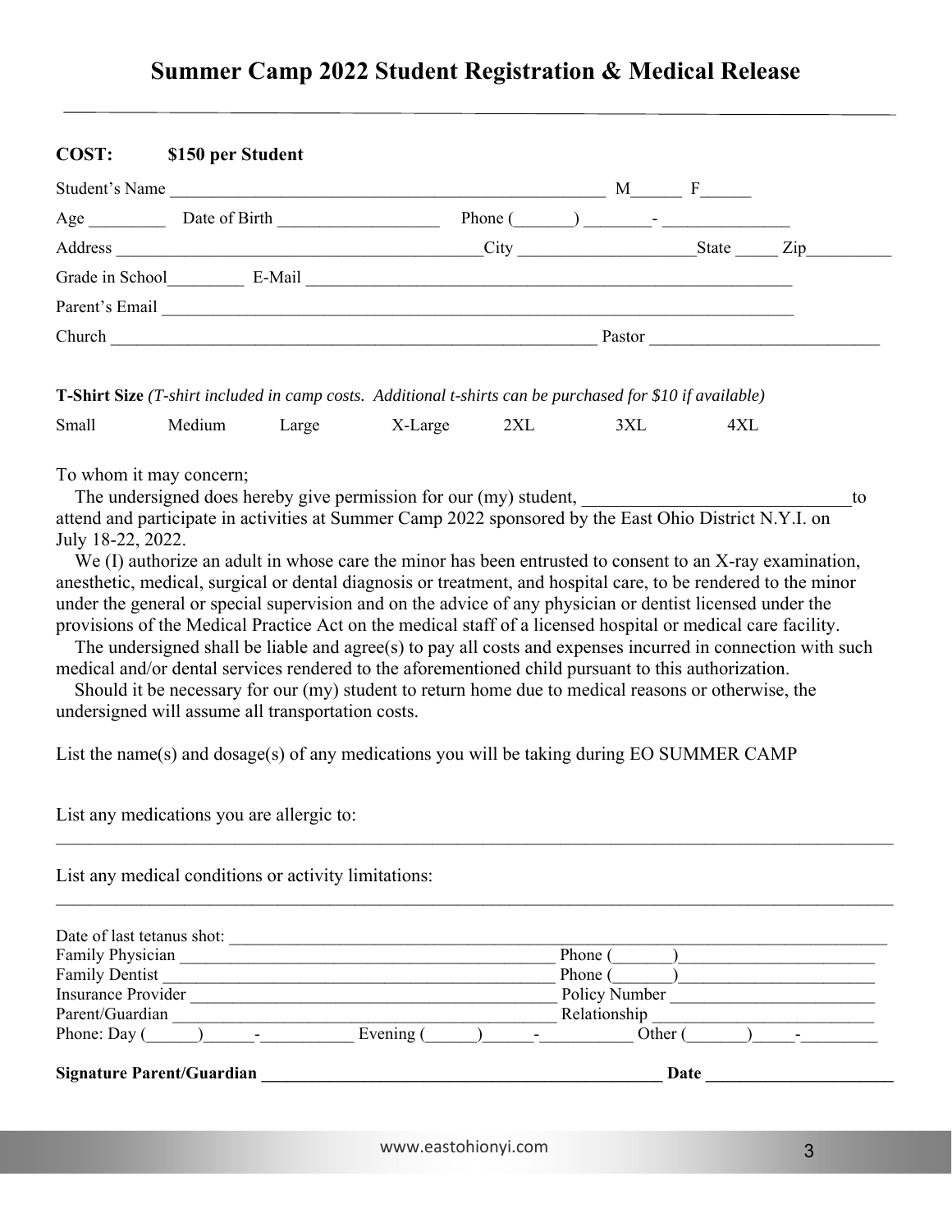# Summary Camp 2022 Student Registration & Medical Release

**COST:** **$150 per Student**

Student's Name ____________________________________________________ M______ F______

Age _________ Date of Birth ___________________ Phone (_______) ________- _______________

Address ___________________________________________City ____________________State _____ Zip__________

Grade in School_________ E-Mail ___________________________________________________________

Parent's Email ____________________________________________________________________________

Church ____________________________________________________________ Pastor ___________________________

**T-Shirt Size** *(T-shirt included in camp costs. Additional t-shirts can be purchased for $10 if available)*

Small Medium Large X-Large 2XL 3XL 4XL

To whom it may concern;

The undersigned does hereby give permission for our (my) student, ______________________________to attend and participate in activities at Summer Camp 2022 sponsored by the East Ohio District N.Y.I. on July 18-22, 2022.

We (I) authorize an adult in whose care the minor has been entrusted to consent to an X-ray examination, anesthetic, medical, surgical or dental diagnosis or treatment, and hospital care, to be rendered to the minor under the general or special supervision and on the advice of any physician or dentist licensed under the provisions of the Medical Practice Act on the medical staff of a licensed hospital or medical care facility.

The undersigned shall be liable and agree(s) to pay all costs and expenses incurred in connection with such medical and/or dental services rendered to the aforementioned child pursuant to this authorization.

Should it be necessary for our (my) student to return home due to medical reasons or otherwise, the undersigned will assume all transportation costs.

List the name(s) and dosage(s) of any medications you will be taking during EO SUMMER CAMP

List any medications you are allergic to:

_____________________________________________________________________________________________

List any medical conditions or activity limitations:

_____________________________________________________________________________________________

Date of last tetanus shot: ______________________________________________________________________________

Family Physician ___________________________________________ Phone (_______)_______________________

Family Dentist _____________________________________________ Phone (_______)_______________________

Insurance Provider __________________________________________ Policy Number ________________________

Parent/Guardian ___________________________________________ Relationship __________________________

Phone: Day (______)______-__________ Evening (______)______-__________ Other (_______)_____-_________

**Signature Parent/Guardian ______________________________________________ Date ______________________**

www.eastohionyi.com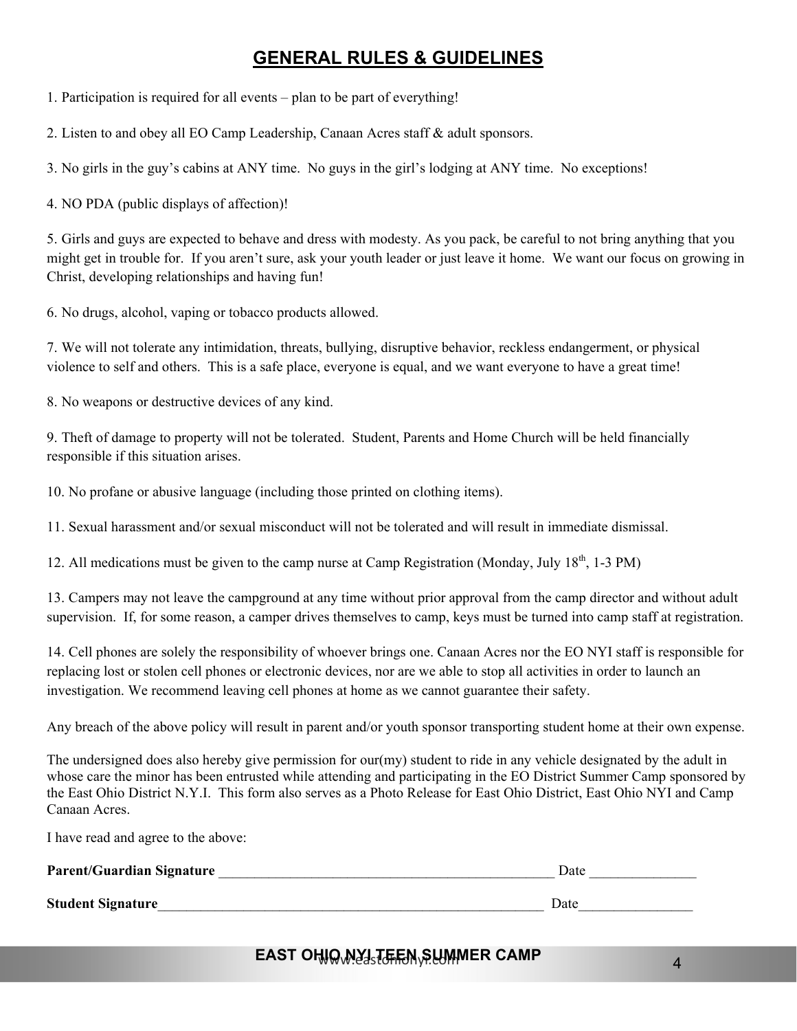# GENERAL RULES & GUIDELINES

1. Participation is required for all events – plan to be part of everything!

2. Listen to and obey all EO Camp Leadership, Canaan Acres staff & adult sponsors.

3. No girls in the guy's cabins at ANY time. No guys in the girl's lodging at ANY time. No exceptions!

4. NO PDA (public displays of affection)!

5. Girls and guys are expected to behave and dress with modesty. As you pack, be careful to not bring anything that you might get in trouble for. If you aren't sure, ask your youth leader or just leave it home. We want our focus on growing in Christ, developing relationships and having fun!

6. No drugs, alcohol, vaping or tobacco products allowed.

7. We will not tolerate any intimidation, threats, bullying, disruptive behavior, reckless endangerment, or physical violence to self and others. This is a safe place, everyone is equal, and we want everyone to have a great time!

8. No weapons or destructive devices of any kind.

9. Theft of damage to property will not be tolerated. Student, Parents and Home Church will be held financially responsible if this situation arises.

10. No profane or abusive language (including those printed on clothing items).

11. Sexual harassment and/or sexual misconduct will not be tolerated and will result in immediate dismissal.

12. All medications must be given to the camp nurse at Camp Registration (Monday, July 18th, 1-3 PM)

13. Campers may not leave the campground at any time without prior approval from the camp director and without adult supervision. If, for some reason, a camper drives themselves to camp, keys must be turned into camp staff at registration.

14. Cell phones are solely the responsibility of whoever brings one. Canaan Acres nor the EO NYI staff is responsible for replacing lost or stolen cell phones or electronic devices, nor are we able to stop all activities in order to launch an investigation. We recommend leaving cell phones at home as we cannot guarantee their safety.

Any breach of the above policy will result in parent and/or youth sponsor transporting student home at their own expense.

The undersigned does also hereby give permission for our(my) student to ride in any vehicle designated by the adult in whose care the minor has been entrusted while attending and participating in the EO District Summer Camp sponsored by the East Ohio District N.Y.I. This form also serves as a Photo Release for East Ohio District, East Ohio NYI and Camp Canaan Acres.

I have read and agree to the above:

**Parent/Guardian Signature** __________________________________________________ Date _______________

**Student Signature**_________________________________________________________ Date________________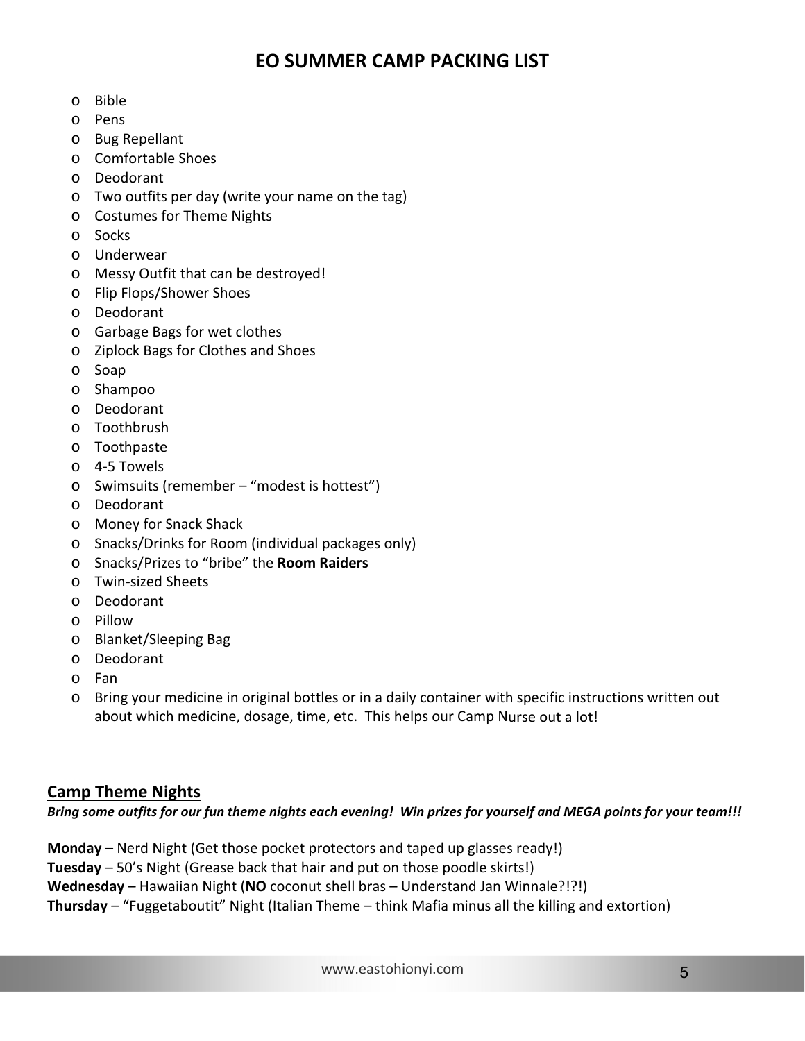# EO SUMMER CAMP PACKING LIST

- Bible
- Pens
- Bug Repellant
- Comfortable Shoes
- Deodorant
- Two outfits per day (write your name on the tag)
- Costumes for Theme Nights
- Socks
- Underwear
- Messy Outfit that can be destroyed!
- Flip Flops/Shower Shoes
- Deodorant
- Garbage Bags for wet clothes
- Ziplock Bags for Clothes and Shoes
- Soap
- Shampoo
- Deodorant
- Toothbrush
- Toothpaste
- 4-5 Towels
- Swimsuits (remember – "modest is hottest")
- Deodorant
- Money for Snack Shack
- Snacks/Drinks for Room (individual packages only)
- Snacks/Prizes to "bribe" the **Room Raiders**
- Twin-sized Sheets
- Deodorant
- Pillow
- Blanket/Sleeping Bag
- Deodorant
- Fan
- Bring your medicine in original bottles or in a daily container with specific instructions written out about which medicine, dosage, time, etc. This helps our Camp Nurse out a lot!

## Camp Theme Nights

***Bring some outfits for our fun theme nights each evening! Win prizes for yourself and MEGA points for your team!!!***

**Monday** – Nerd Night (Get those pocket protectors and taped up glasses ready!)
**Tuesday** – 50's Night (Grease back that hair and put on those poodle skirts!)
**Wednesday** – Hawaiian Night (**NO** coconut shell bras – Understand Jan Winnale?!?!)
**Thursday** – "Fuggetaboutit" Night (Italian Theme – think Mafia minus all the killing and extortion)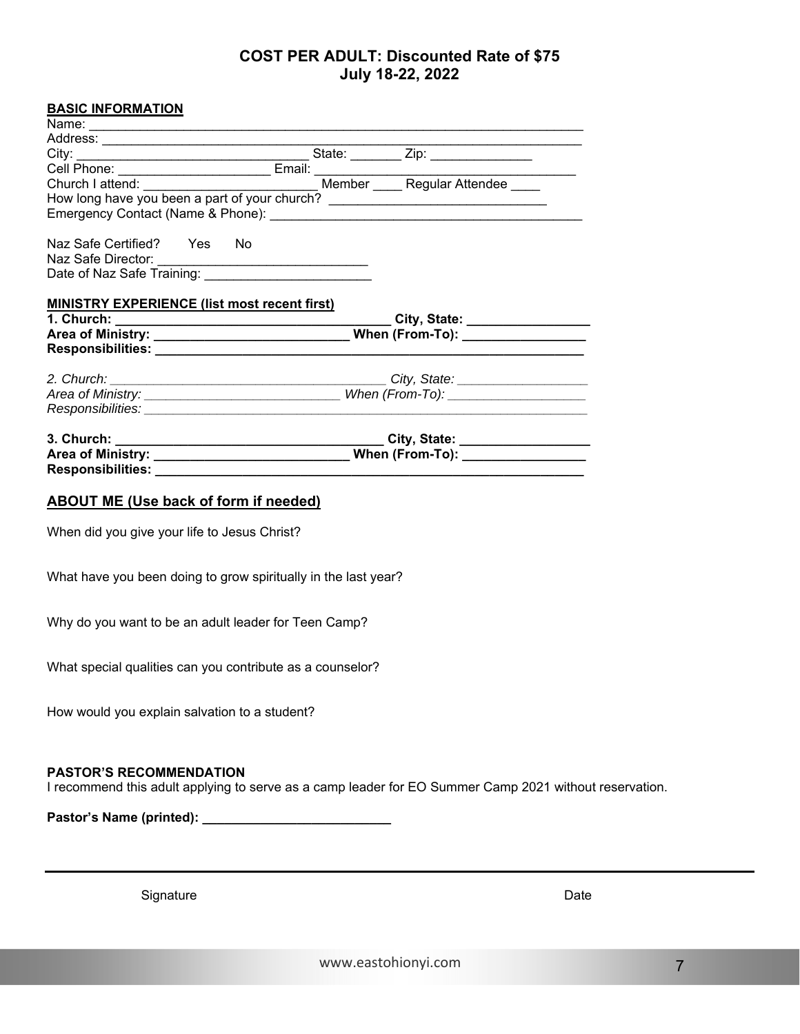## COST PER ADULT: Discounted Rate of $75
## July 18-22, 2022

**BASIC INFORMATION**

Name: ______________________________________________________________________

Address: ____________________________________________________________________

City: ________________________________ State: _______ Zip: ______________

Cell Phone: _____________________ Email: ____________________________________

Church I attend: ________________________ Member ____ Regular Attendee ____

How long have you been a part of your church? ______________________________

Emergency Contact (Name & Phone): ___________________________________________

Naz Safe Certified? Yes No

Naz Safe Director: _____________________________

Date of Naz Safe Training: _______________________

**MINISTRY EXPERIENCE (list most recent first)**

**1. Church: ______________________________________ City, State: _________________**

**Area of Ministry: ___________________________ When (From-To): _________________**

**Responsibilities: ______________________________________________________________**

*2. Church: ________________________________________ City, State: __________________*

*Area of Ministry: ___________________________ When (From-To): ___________________*

*Responsibilities: _______________________________________________________________*

**3. Church: _____________________________________ City, State: __________________**

**Area of Ministry: ___________________________ When (From-To): _________________**

**Responsibilities: ______________________________________________________________**

## ABOUT ME (Use back of form if needed)

When did you give your life to Jesus Christ?

What have you been doing to grow spiritually in the last year?

Why do you want to be an adult leader for Teen Camp?

What special qualities can you contribute as a counselor?

How would you explain salvation to a student?

**PASTOR'S RECOMMENDATION**

I recommend this adult applying to serve as a camp leader for EO Summer Camp 2021 without reservation.

**Pastor's Name (printed): __________________________**

Signature Date

www.eastohionyi.com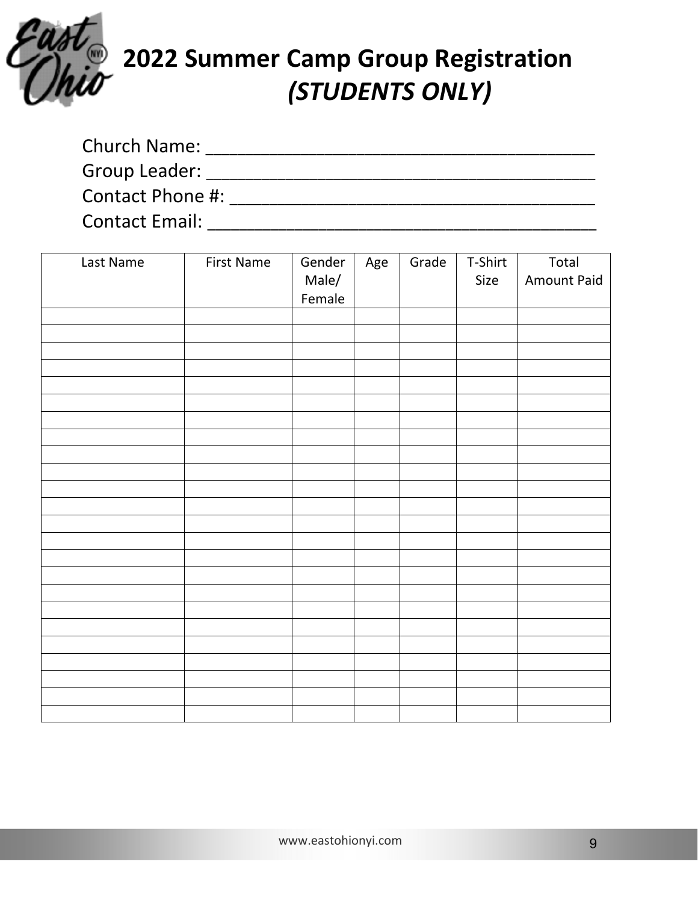# 2022 Summer Camp Group Registration *(STUDENTS ONLY)*

Church Name: ________________________________________

Group Leader: ________________________________________

Contact Phone #: ______________________________________

Contact Email: ________________________________________

| Last Name | First Name | Gender Male/ Female | Age | Grade | T-Shirt Size | Total Amount Paid |
|---|---|---|---|---|---|---|
| | | | | | | |
| | | | | | | |
| | | | | | | |
| | | | | | | |
| | | | | | | |
| | | | | | | |
| | | | | | | |
| | | | | | | |
| | | | | | | |
| | | | | | | |
| | | | | | | |
| | | | | | | |
| | | | | | | |
| | | | | | | |
| | | | | | | |
| | | | | | | |
| | | | | | | |
| | | | | | | |
| | | | | | | |
| | | | | | | |
| | | | | | | |
| | | | | | | |
| | | | | | | |
| | | | | | | |

www.eastohionyi.com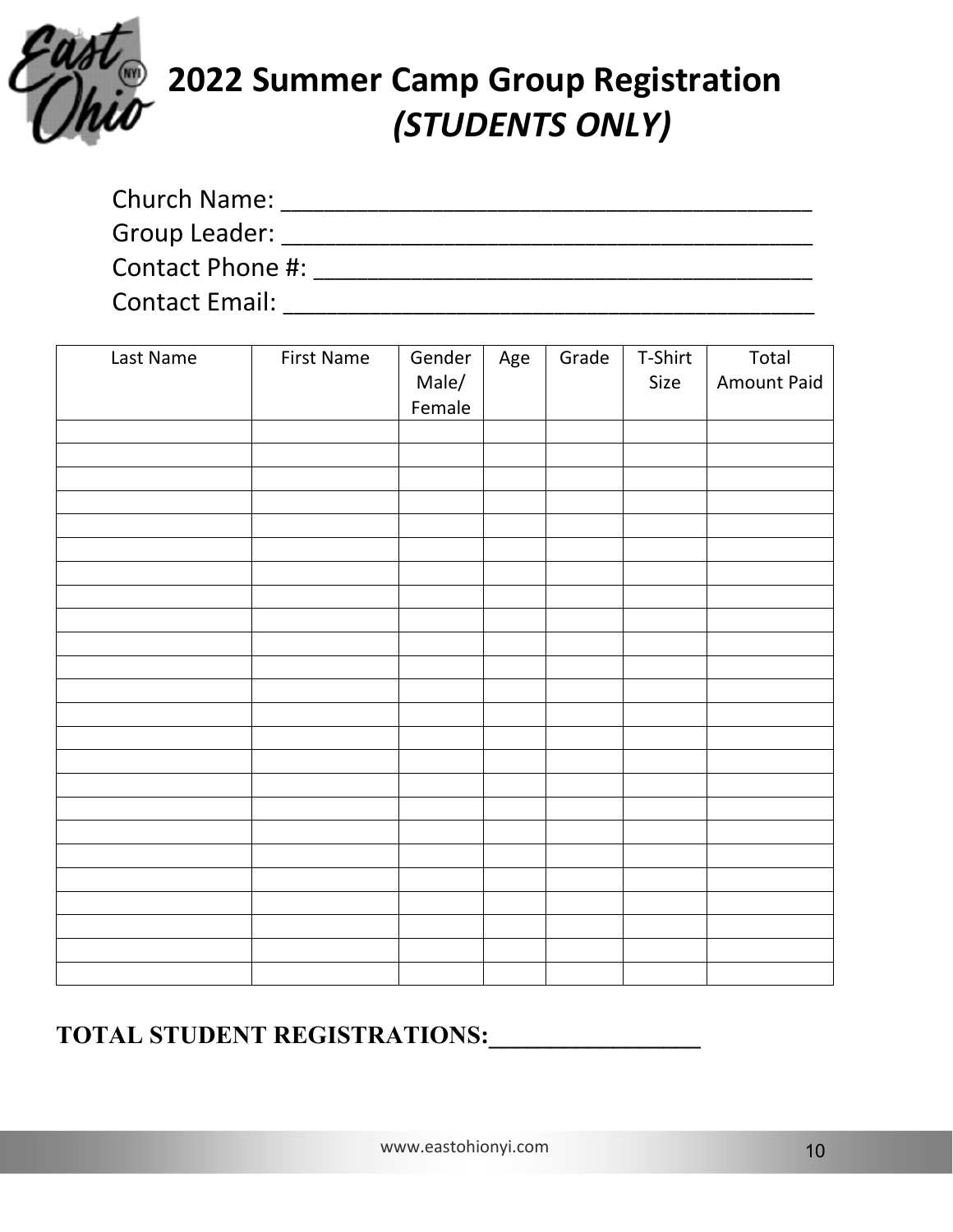# 2022 Summer Camp Group Registration *(STUDENTS ONLY)*

Church Name: ________________________________________

Group Leader: ________________________________________

Contact Phone #: ______________________________________

Contact Email: ________________________________________

| Last Name | First Name | Gender Male/ Female | Age | Grade | T-Shirt Size | Total Amount Paid |
|---|---|---|---|---|---|---|
| | | | | | | |
| | | | | | | |
| | | | | | | |
| | | | | | | |
| | | | | | | |
| | | | | | | |
| | | | | | | |
| | | | | | | |
| | | | | | | |
| | | | | | | |
| | | | | | | |
| | | | | | | |
| | | | | | | |
| | | | | | | |
| | | | | | | |
| | | | | | | |
| | | | | | | |
| | | | | | | |
| | | | | | | |
| | | | | | | |
| | | | | | | |
| | | | | | | |
| | | | | | | |
| | | | | | | |

**TOTAL STUDENT REGISTRATIONS:_________________**

www.eastohionyi.com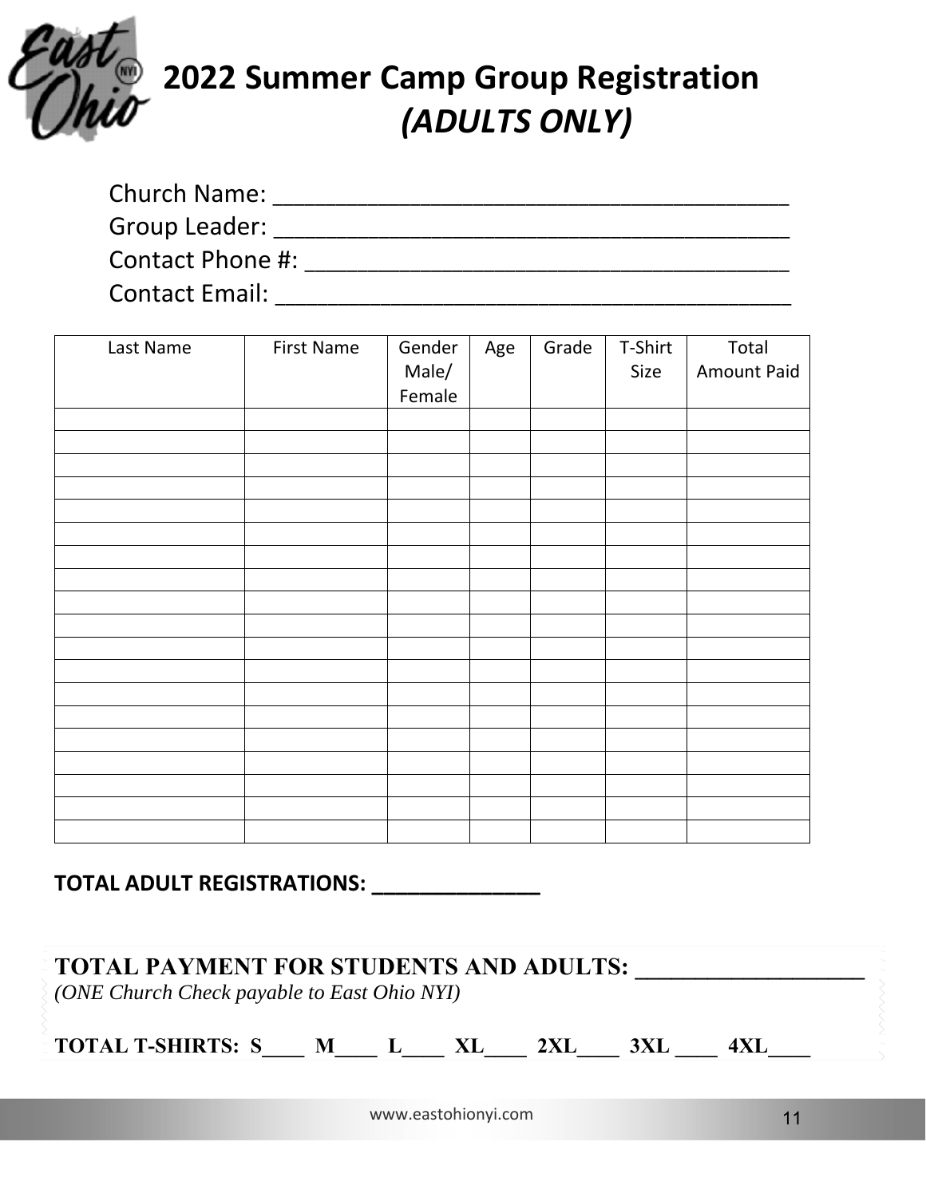# 2022 Summer Camp Group Registration *(ADULTS ONLY)*

Church Name: ________________________________________

Group Leader: ________________________________________

Contact Phone #: ______________________________________

Contact Email: ________________________________________

| Last Name | First Name | Gender Male/ Female | Age | Grade | T-Shirt Size | Total Amount Paid |
|---|---|---|---|---|---|---|
| | | | | | | |
| | | | | | | |
| | | | | | | |
| | | | | | | |
| | | | | | | |
| | | | | | | |
| | | | | | | |
| | | | | | | |
| | | | | | | |
| | | | | | | |
| | | | | | | |
| | | | | | | |
| | | | | | | |
| | | | | | | |
| | | | | | | |
| | | | | | | |
| | | | | | | |
| | | | | | | |
| | | | | | | |

**TOTAL ADULT REGISTRATIONS: _______________**

**TOTAL PAYMENT FOR STUDENTS AND ADULTS: ____________________**

*(ONE Church Check payable to East Ohio NYI)*

**TOTAL T-SHIRTS: S____ M____ L____ XL____ 2XL____ 3XL ____ 4XL____**

www.eastohionyi.com